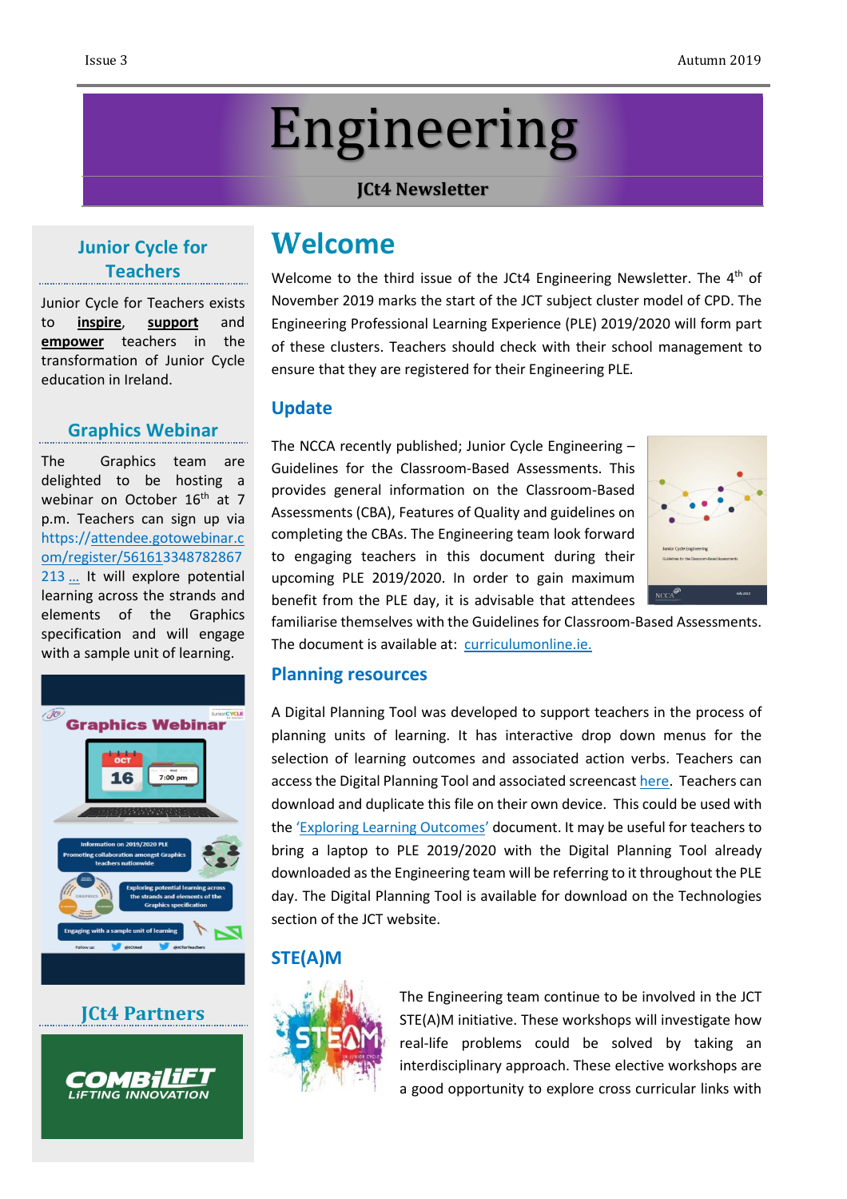# Engineering

## JCt4 Newsletter

## Welcome

Welcome to the third issue of the JCt4 Engineering Newsletter. The 4th of November 2019 marks the start of the JCT subject cluster model of CPD. The Engineering Professional Learning Experience (PLE) 2019/2020 will form part of these clusters. Teachers should check with their school management to ensure that they are registered for their Engineering PLE.

### Update

The NCCA recently published; Junior Cycle Engineering – Guidelines for the Classroom-Based Assessments. This provides general information on the Classroom-Based Assessments (CBA), Features of Quality and guidelines on completing the CBAs. The Engineering team look forward to engaging teachers in this document during their upcoming PLE 2019/2020. In order to gain maximum benefit from the PLE day, it is advisable that attendees familiarise themselves with the Guidelines for Classroom-Based Assessments. The document is available at: curriculumonline.ie.

### Planning resources

A Digital Planning Tool was developed to support teachers in the process of planning units of learning. It has interactive drop down menus for the selection of learning outcomes and associated action verbs. Teachers can access the Digital Planning Tool and associated screencast here. Teachers can download and duplicate this file on their own device. This could be used with the 'Exploring Learning Outcomes' document. It may be useful for teachers to bring a laptop to PLE 2019/2020 with the Digital Planning Tool already downloaded as the Engineering team will be referring to it throughout the PLE day. The Digital Planning Tool is available for download on the Technologies section of the JCT website.

### STE(A)M

The Engineering team continue to be involved in the JCT STE(A)M initiative. These workshops will investigate how real-life problems could be solved by taking an interdisciplinary approach. These elective workshops are a good opportunity to explore cross curricular links with

### Junior Cycle for Teachers

Junior Cycle for Teachers exists to **inspire**, **support** and **empower** teachers in the transformation of Junior Cycle education in Ireland.

### Graphics Webinar

The Graphics team are delighted to be hosting a webinar on October 16th at 7 p.m. Teachers can sign up via https://attendee.gotowebinar.com/register/561613348782867213 … It will explore potential learning across the strands and elements of the Graphics specification and will engage with a sample unit of learning.

### JCt4 Partners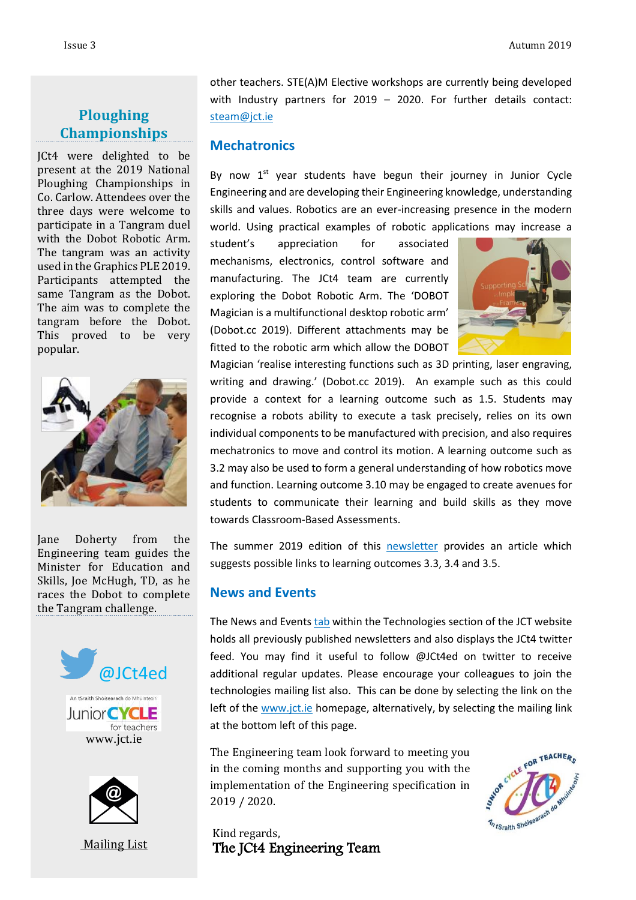other teachers. STE(A)M Elective workshops are currently being developed with Industry partners for 2019 – 2020. For further details contact: steam@jct.ie

## Mechatronics

By now 1st year students have begun their journey in Junior Cycle Engineering and are developing their Engineering knowledge, understanding skills and values. Robotics are an ever-increasing presence in the modern world. Using practical examples of robotic applications may increase a student's appreciation for associated mechanisms, electronics, control software and manufacturing. The JCt4 team are currently exploring the Dobot Robotic Arm. The 'DOBOT Magician is a multifunctional desktop robotic arm' (Dobot.cc 2019). Different attachments may be fitted to the robotic arm which allow the DOBOT Magician 'realise interesting functions such as 3D printing, laser engraving, writing and drawing.' (Dobot.cc 2019). An example such as this could provide a context for a learning outcome such as 1.5. Students may recognise a robots ability to execute a task precisely, relies on its own individual components to be manufactured with precision, and also requires mechatronics to move and control its motion. A learning outcome such as 3.2 may also be used to form a general understanding of how robotics move and function. Learning outcome 3.10 may be engaged to create avenues for students to communicate their learning and build skills as they move towards Classroom-Based Assessments.

The summer 2019 edition of this newsletter provides an article which suggests possible links to learning outcomes 3.3, 3.4 and 3.5.

## News and Events

The News and Events tab within the Technologies section of the JCT website holds all previously published newsletters and also displays the JCt4 twitter feed. You may find it useful to follow @JCt4ed on twitter to receive additional regular updates. Please encourage your colleagues to join the technologies mailing list also. This can be done by selecting the link on the left of the www.jct.ie homepage, alternatively, by selecting the mailing link at the bottom left of this page.

The Engineering team look forward to meeting you in the coming months and supporting you with the implementation of the Engineering specification in 2019 / 2020.

Kind regards,
**The JCt4 Engineering Team**

## Ploughing Championships

JCt4 were delighted to be present at the 2019 National Ploughing Championships in Co. Carlow. Attendees over the three days were welcome to participate in a Tangram duel with the Dobot Robotic Arm. The tangram was an activity used in the Graphics PLE 2019. Participants attempted the same Tangram as the Dobot. The aim was to complete the tangram before the Dobot. This proved to be very popular.

Jane Doherty from the Engineering team guides the Minister for Education and Skills, Joe McHugh, TD, as he races the Dobot to complete the Tangram challenge.

@JCt4ed

www.jct.ie

Mailing List